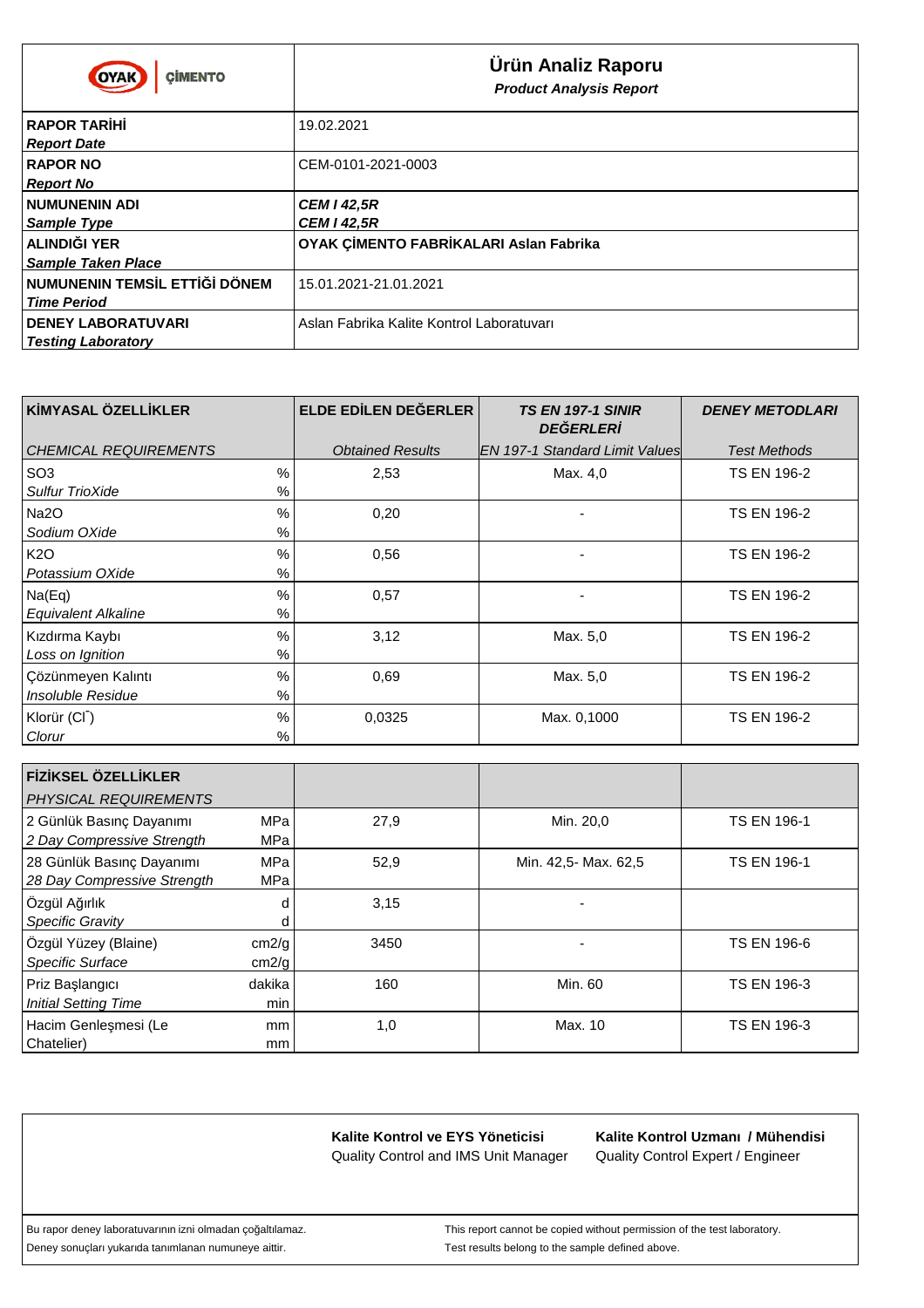OYAK ÇİMENTO

# Ürün Analiz Raporu

***Product Analysis Report***

| | |
|---|---|
| **RAPOR TARİHİ** / ***Report Date*** | 19.02.2021 |
| **RAPOR NO** / ***Report No*** | CEM-0101-2021-0003 |
| **NUMUNENIN ADI** / ***Sample Type*** | ***CEM I 42,5R*** / ***CEM I 42,5R*** |
| **ALINDIĞI YER** / ***Sample Taken Place*** | **OYAK ÇİMENTO FABRİKALARI Aslan Fabrika** |
| **NUMUNENIN TEMSİL ETTİĞİ DÖNEM** / ***Time Period*** | 15.01.2021-21.01.2021 |
| **DENEY LABORATUVARI** / ***Testing Laboratory*** | Aslan Fabrika Kalite Kontrol Laboratuvarı |

| **KİMYASAL ÖZELLİKLER** / *CHEMICAL REQUIREMENTS* | | **ELDE EDİLEN DEĞERLER** / *Obtained Results* | ***TS EN 197-1 SINIR DEĞERLERİ*** / *EN 197-1 Standard Limit Values* | ***DENEY METODLARI*** / *Test Methods* |
|---|---|---|---|---|
| $SO_3$ / *Sulfur TrioXide* | % / % | 2,53 | Max. 4,0 | TS EN 196-2 |
| $Na_2O$ / *Sodium OXide* | % / % | 0,20 | - | TS EN 196-2 |
| $K_2O$ / *Potassium OXide* | % / % | 0,56 | - | TS EN 196-2 |
| Na(Eq) / *Equivalent Alkaline* | % / % | 0,57 | - | TS EN 196-2 |
| Kızdırma Kaybı / *Loss on Ignition* | % / % | 3,12 | Max. 5,0 | TS EN 196-2 |
| Çözünmeyen Kalıntı / *Insoluble Residue* | % / % | 0,69 | Max. 5,0 | TS EN 196-2 |
| Klorür ($Cl^-$) / *Clorur* | % / % | 0,0325 | Max. 0,1000 | TS EN 196-2 |

| **FİZİKSEL ÖZELLİKLER** / *PHYSICAL REQUIREMENTS* | | | | |
|---|---|---|---|---|
| 2 Günlük Basınç Dayanımı / *2 Day Compressive Strength* | MPa / MPa | 27,9 | Min. 20,0 | TS EN 196-1 |
| 28 Günlük Basınç Dayanımı / *28 Day Compressive Strength* | MPa / MPa | 52,9 | Min. 42,5- Max. 62,5 | TS EN 196-1 |
| Özgül Ağırlık / *Specific Gravity* | d / d | 3,15 | - | |
| Özgül Yüzey (Blaine) / *Specific Surface* | cm2/g / cm2/g | 3450 | - | TS EN 196-6 |
| Priz Başlangıcı / *Initial Setting Time* | dakika / min | 160 | Min. 60 | TS EN 196-3 |
| Hacim Genleşmesi (Le Chatelier) | mm / mm | 1,0 | Max. 10 | TS EN 196-3 |

**Kalite Kontrol ve EYS Yöneticisi**
Quality Control and IMS Unit Manager

**Kalite Kontrol Uzmanı / Mühendisi**
Quality Control Expert / Engineer

Bu rapor deney laboratuvarının izni olmadan çoğaltılamaz.
Deney sonuçları yukarıda tanımlanan numuneye aittir.

This report cannot be copied without permission of the test laboratory.
Test results belong to the sample defined above.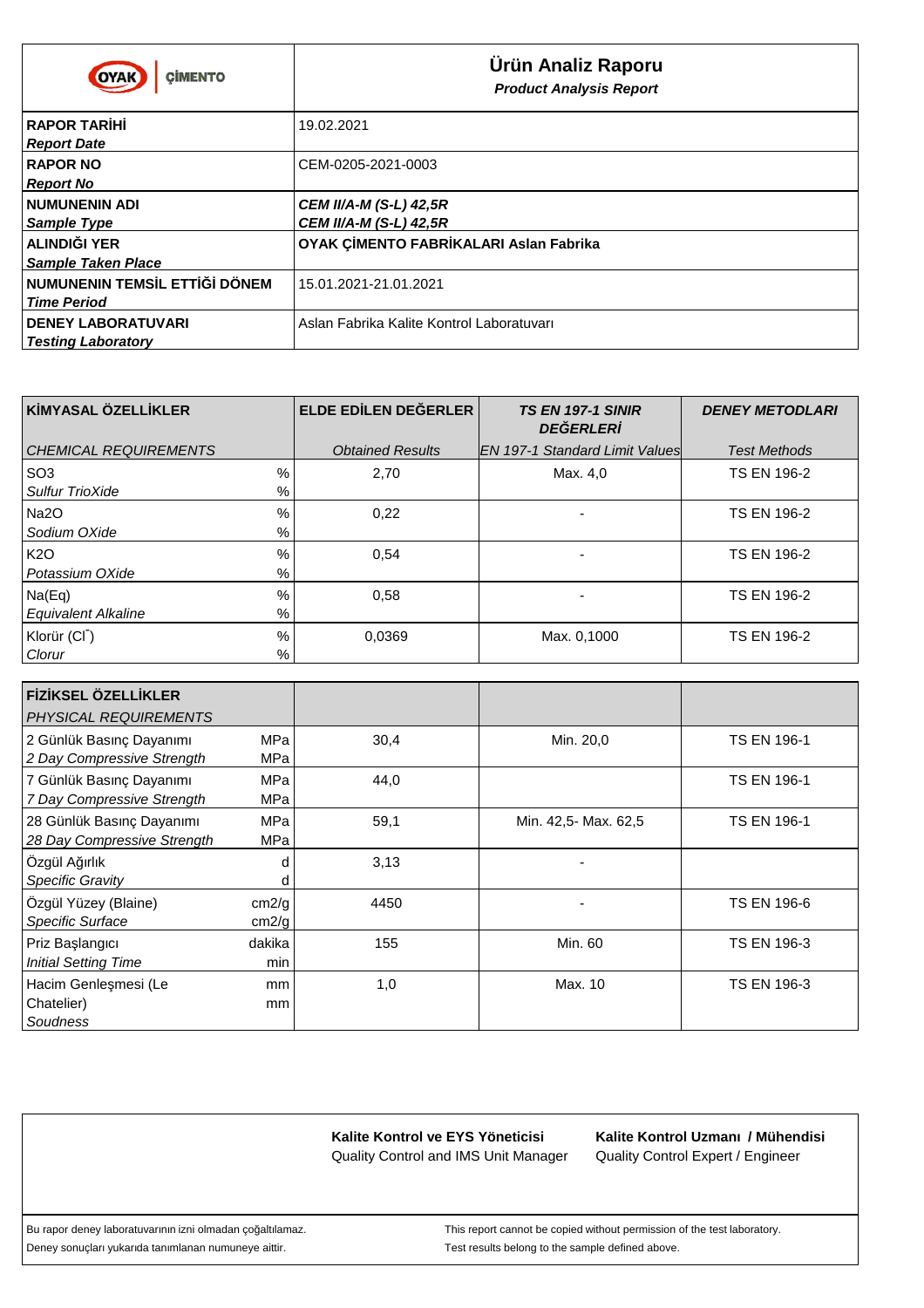OYAK ÇİMENTO

# Ürün Analiz Raporu
**_Product Analysis Report_**

| | |
|---|---|
| **RAPOR TARİHİ** *Report Date* | 19.02.2021 |
| **RAPOR NO** *Report No* | CEM-0205-2021-0003 |
| **NUMUNENIN ADI** *Sample Type* | ***CEM II/A-M (S-L) 42,5R*** ***CEM II/A-M (S-L) 42,5R*** |
| **ALINDIĞI YER** *Sample Taken Place* | **OYAK ÇİMENTO FABRİKALARI Aslan Fabrika** |
| **NUMUNENIN TEMSİL ETTİĞİ DÖNEM** *Time Period* | 15.01.2021-21.01.2021 |
| **DENEY LABORATUVARI** *Testing Laboratory* | Aslan Fabrika Kalite Kontrol Laboratuvarı |

| **KİMYASAL ÖZELLİKLER** *CHEMICAL REQUIREMENTS* | | **ELDE EDİLEN DEĞERLER** *Obtained Results* | ***TS EN 197-1 SINIR DEĞERLERİ*** *EN 197-1 Standard Limit Values* | ***DENEY METODLARI*** *Test Methods* |
|---|---|---|---|---|
| $SO_3$ *Sulfur TrioXide* | % % | 2,70 | Max. 4,0 | TS EN 196-2 |
| $Na_2O$ *Sodium OXide* | % % | 0,22 | - | TS EN 196-2 |
| $K_2O$ *Potassium OXide* | % % | 0,54 | - | TS EN 196-2 |
| Na(Eq) *Equivalent Alkaline* | % % | 0,58 | - | TS EN 196-2 |
| Klorür ($Cl^-$) *Clorur* | % % | 0,0369 | Max. 0,1000 | TS EN 196-2 |
| **FİZİKSEL ÖZELLİKLER** *PHYSICAL REQUIREMENTS* | | | | |
| 2 Günlük Basınç Dayanımı *2 Day Compressive Strength* | MPa MPa | 30,4 | Min. 20,0 | TS EN 196-1 |
| 7 Günlük Basınç Dayanımı *7 Day Compressive Strength* | MPa MPa | 44,0 | | TS EN 196-1 |
| 28 Günlük Basınç Dayanımı *28 Day Compressive Strength* | MPa MPa | 59,1 | Min. 42,5- Max. 62,5 | TS EN 196-1 |
| Özgül Ağırlık *Specific Gravity* | d d | 3,13 | - | |
| Özgül Yüzey (Blaine) *Specific Surface* | cm2/g cm2/g | 4450 | - | TS EN 196-6 |
| Priz Başlangıcı *Initial Setting Time* | dakika min | 155 | Min. 60 | TS EN 196-3 |
| Hacim Genleşmesi (Le Chatelier) *Soudness* | mm mm | 1,0 | Max. 10 | TS EN 196-3 |

| | **Kalite Kontrol ve EYS Yöneticisi** Quality Control and IMS Unit Manager | **Kalite Kontrol Uzmanı / Mühendisi** Quality Control Expert / Engineer |
|---|---|---|

Bu rapor deney laboratuvarının izni olmadan çoğaltılamaz.
Deney sonuçları yukarıda tanımlanan numuneye aittir.

This report cannot be copied without permission of the test laboratory.
Test results belong to the sample defined above.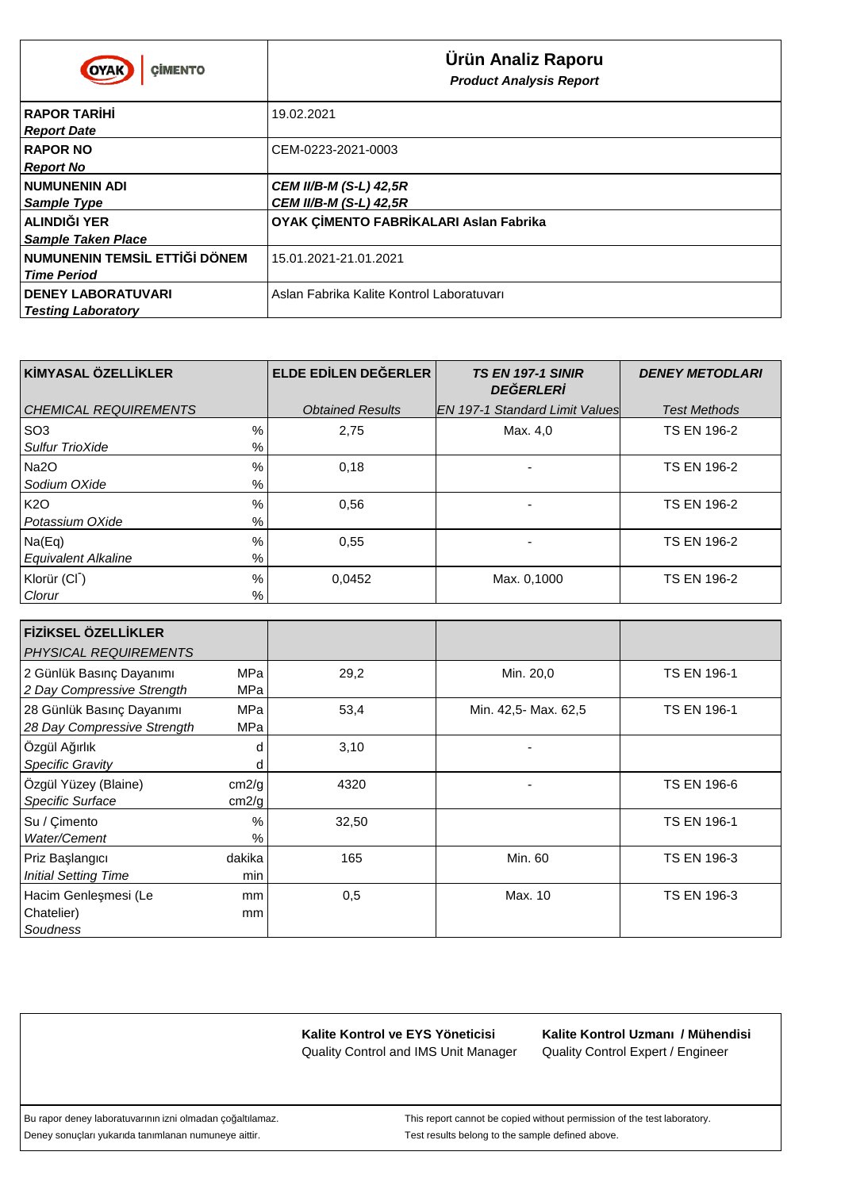OYAK ÇİMENTO

# Ürün Analiz Raporu

***Product Analysis Report***

| | |
|---|---|
| **RAPOR TARİHİ** *Report Date* | 19.02.2021 |
| **RAPOR NO** *Report No* | CEM-0223-2021-0003 |
| **NUMUNENIN ADI** *Sample Type* | ***CEM II/B-M (S-L) 42,5R*** ***CEM II/B-M (S-L) 42,5R*** |
| **ALINDIĞI YER** *Sample Taken Place* | **OYAK ÇİMENTO FABRİKALARI Aslan Fabrika** |
| **NUMUNENIN TEMSİL ETTİĞİ DÖNEM** *Time Period* | 15.01.2021-21.01.2021 |
| **DENEY LABORATUVARI** *Testing Laboratory* | Aslan Fabrika Kalite Kontrol Laboratuvarı |

| **KİMYASAL ÖZELLİKLER** *CHEMICAL REQUIREMENTS* | | **ELDE EDİLEN DEĞERLER** *Obtained Results* | ***TS EN 197-1 SINIR DEĞERLERİ*** *EN 197-1 Standard Limit Values* | ***DENEY METODLARI*** *Test Methods* |
|---|---|---|---|---|
| $SO_3$ *Sulfur TrioXide* | % | 2,75 | Max. 4,0 | TS EN 196-2 |
| $Na_2O$ *Sodium OXide* | % | 0,18 | - | TS EN 196-2 |
| $K_2O$ *Potassium OXide* | % | 0,56 | - | TS EN 196-2 |
| Na(Eq) *Equivalent Alkaline* | % | 0,55 | - | TS EN 196-2 |
| Klorür ($Cl^-$) *Clorur* | % | 0,0452 | Max. 0,1000 | TS EN 196-2 |

| **FİZİKSEL ÖZELLİKLER** *PHYSICAL REQUIREMENTS* | | | | |
|---|---|---|---|---|
| 2 Günlük Basınç Dayanımı *2 Day Compressive Strength* | MPa | 29,2 | Min. 20,0 | TS EN 196-1 |
| 28 Günlük Basınç Dayanımı *28 Day Compressive Strength* | MPa | 53,4 | Min. 42,5- Max. 62,5 | TS EN 196-1 |
| Özgül Ağırlık *Specific Gravity* | d | 3,10 | - | |
| Özgül Yüzey (Blaine) *Specific Surface* | cm2/g | 4320 | - | TS EN 196-6 |
| Su / Çimento *Water/Cement* | % | 32,50 | | TS EN 196-1 |
| Priz Başlangıcı *Initial Setting Time* | dakika / min | 165 | Min. 60 | TS EN 196-3 |
| Hacim Genleşmesi (Le Chatelier) *Soudness* | mm | 0,5 | Max. 10 | TS EN 196-3 |

**Kalite Kontrol ve EYS Yöneticisi**
Quality Control and IMS Unit Manager

**Kalite Kontrol Uzmanı / Mühendisi**
Quality Control Expert / Engineer

Bu rapor deney laboratuvarının izni olmadan çoğaltılamaz.
Deney sonuçları yukarıda tanımlanan numuneye aittir.

This report cannot be copied without permission of the test laboratory.
Test results belong to the sample defined above.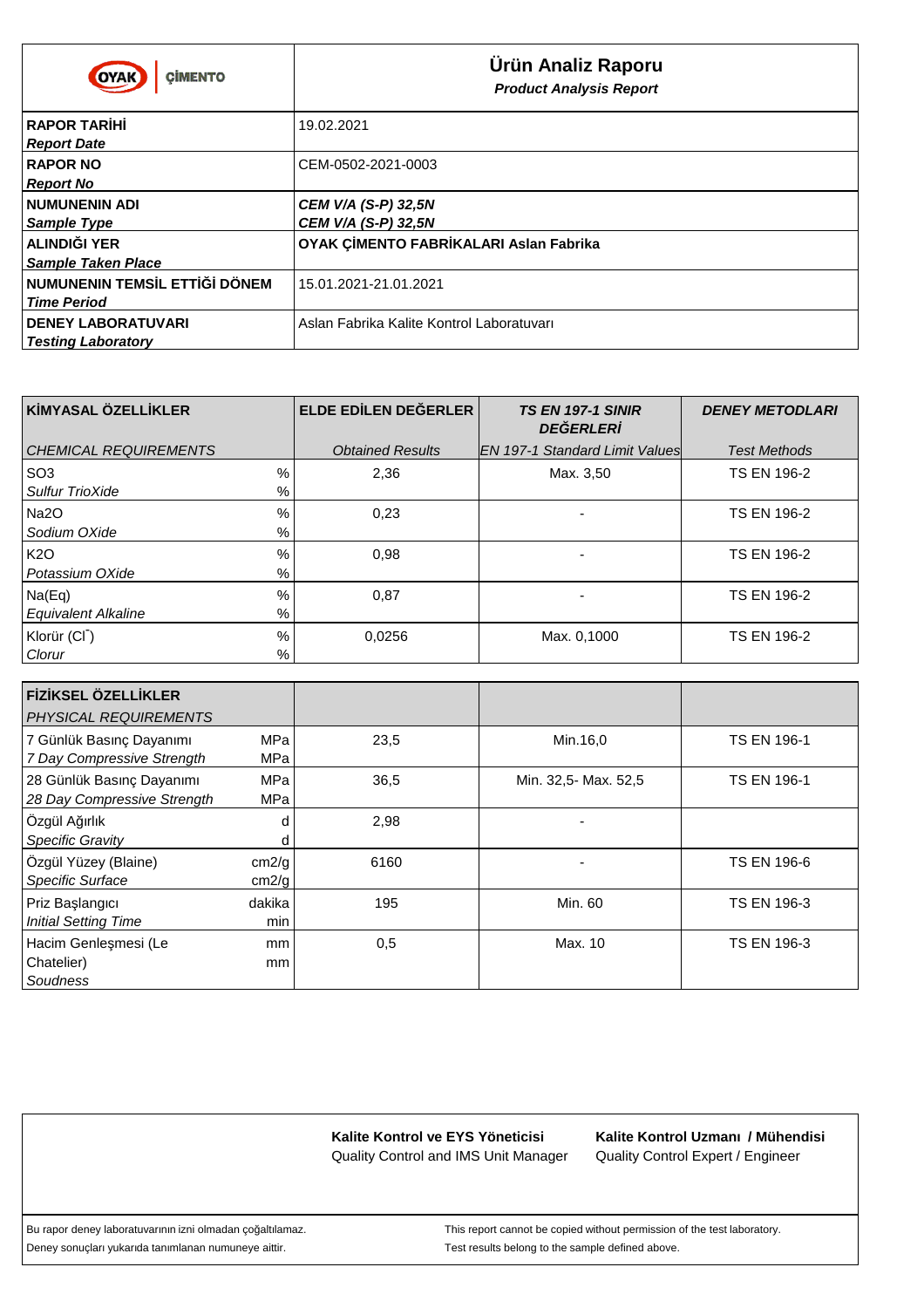OYAK ÇİMENTO

# Ürün Analiz Raporu

***Product Analysis Report***

| | |
|---|---|
| **RAPOR TARİHİ** / ***Report Date*** | 19.02.2021 |
| **RAPOR NO** / ***Report No*** | CEM-0502-2021-0003 |
| **NUMUNENIN ADI** / ***Sample Type*** | ***CEM V/A (S-P) 32,5N*** / ***CEM V/A (S-P) 32,5N*** |
| **ALINDIĞI YER** / ***Sample Taken Place*** | **OYAK ÇİMENTO FABRİKALARI Aslan Fabrika** |
| **NUMUNENIN TEMSİL ETTİĞİ DÖNEM** / ***Time Period*** | 15.01.2021-21.01.2021 |
| **DENEY LABORATUVARI** / ***Testing Laboratory*** | Aslan Fabrika Kalite Kontrol Laboratuvarı |

| **KİMYASAL ÖZELLİKLER** / *CHEMICAL REQUIREMENTS* | | **ELDE EDİLEN DEĞERLER** / *Obtained Results* | ***TS EN 197-1 SINIR DEĞERLERİ*** / *EN 197-1 Standard Limit Values* | ***DENEY METODLARI*** / *Test Methods* |
|---|---|---|---|---|
| $SO_3$ / *Sulfur TrioXide* | % | 2,36 | Max. 3,50 | TS EN 196-2 |
| $Na_2O$ / *Sodium OXide* | % | 0,23 | - | TS EN 196-2 |
| $K_2O$ / *Potassium OXide* | % | 0,98 | - | TS EN 196-2 |
| Na(Eq) / *Equivalent Alkaline* | % | 0,87 | - | TS EN 196-2 |
| Klorür ($Cl^-$) / *Clorur* | % | 0,0256 | Max. 0,1000 | TS EN 196-2 |
| **FİZİKSEL ÖZELLİKLER** / *PHYSICAL REQUIREMENTS* | | | | |
| 7 Günlük Basınç Dayanımı / *7 Day Compressive Strength* | MPa | 23,5 | Min.16,0 | TS EN 196-1 |
| 28 Günlük Basınç Dayanımı / *28 Day Compressive Strength* | MPa | 36,5 | Min. 32,5- Max. 52,5 | TS EN 196-1 |
| Özgül Ağırlık / *Specific Gravity* | d | 2,98 | - | |
| Özgül Yüzey (Blaine) / *Specific Surface* | cm2/g | 6160 | - | TS EN 196-6 |
| Priz Başlangıcı / *Initial Setting Time* | dakika / min | 195 | Min. 60 | TS EN 196-3 |
| Hacim Genleşmesi (Le Chatelier) / *Soudness* | mm | 0,5 | Max. 10 | TS EN 196-3 |

**Kalite Kontrol ve EYS Yöneticisi**
Quality Control and IMS Unit Manager

**Kalite Kontrol Uzmanı / Mühendisi**
Quality Control Expert / Engineer

Bu rapor deney laboratuvarının izni olmadan çoğaltılamaz.
Deney sonuçları yukarıda tanımlanan numuneye aittir.

This report cannot be copied without permission of the test laboratory.
Test results belong to the sample defined above.